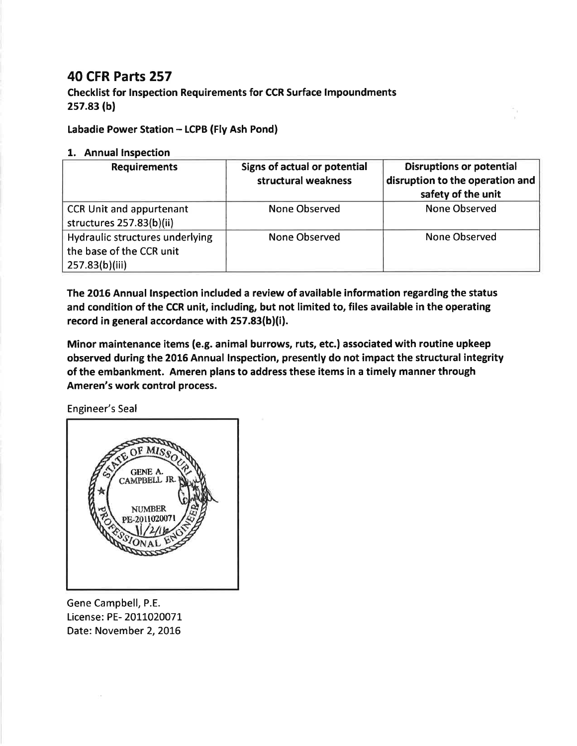# 40 CFR Parts 257

**Checklist for Inspection Requirements for CCR Surface Impoundments**
**257.83 (b)**

**Labadie Power Station – LCPB (Fly Ash Pond)**

## 1. Annual Inspection

| Requirements | Signs of actual or potential structural weakness | Disruptions or potential disruption to the operation and safety of the unit |
|---|---|---|
| CCR Unit and appurtenant structures 257.83(b)(ii) | None Observed | None Observed |
| Hydraulic structures underlying the base of the CCR unit 257.83(b)(iii) | None Observed | None Observed |

**The 2016 Annual Inspection included a review of available information regarding the status and condition of the CCR unit, including, but not limited to, files available in the operating record in general accordance with 257.83(b)(i).**

**Minor maintenance items (e.g. animal burrows, ruts, etc.) associated with routine upkeep observed during the 2016 Annual Inspection, presently do not impact the structural integrity of the embankment. Ameren plans to address these items in a timely manner through Ameren's work control process.**

Engineer's Seal

STATE OF MISSOURI
GENE A. CAMPBELL JR.
NUMBER
PE-2011020071
11/2/16
PROFESSIONAL ENGINEER

Gene Campbell, P.E.
License: PE- 2011020071
Date: November 2, 2016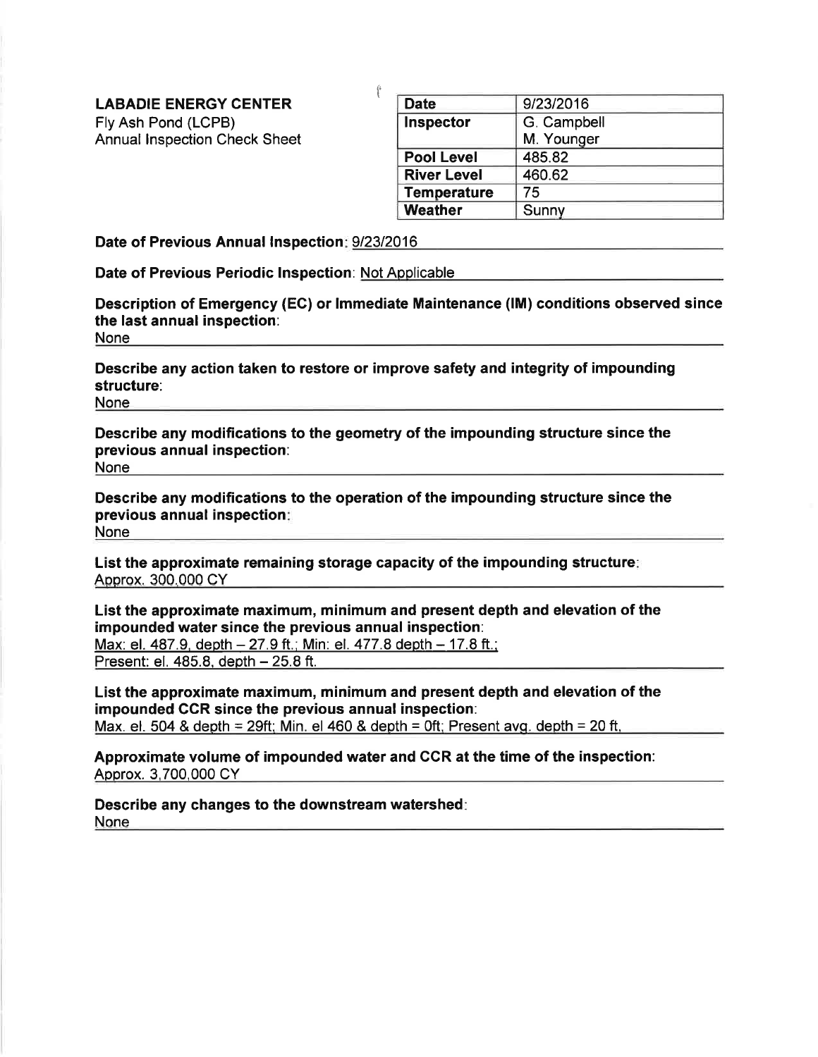**LABADIE ENERGY CENTER**
Fly Ash Pond (LCPB)
Annual Inspection Check Sheet

| | |
|---|---|
| **Date** | 9/23/2016 |
| **Inspector** | G. Campbell<br>M. Younger |
| **Pool Level** | 485.82 |
| **River Level** | 460.62 |
| **Temperature** | 75 |
| **Weather** | Sunny |

**Date of Previous Annual Inspection**: 9/23/2016

**Date of Previous Periodic Inspection**: Not Applicable

**Description of Emergency (EC) or Immediate Maintenance (IM) conditions observed since the last annual inspection**:
None

**Describe any action taken to restore or improve safety and integrity of impounding structure**:
None

**Describe any modifications to the geometry of the impounding structure since the previous annual inspection**:
None

**Describe any modifications to the operation of the impounding structure since the previous annual inspection**:
None

**List the approximate remaining storage capacity of the impounding structure**:
Approx. 300,000 CY

**List the approximate maximum, minimum and present depth and elevation of the impounded water since the previous annual inspection**:
Max: el. 487.9, depth – 27.9 ft.; Min: el. 477.8 depth – 17.8 ft.;
Present: el. 485.8, depth – 25.8 ft.

**List the approximate maximum, minimum and present depth and elevation of the impounded CCR since the previous annual inspection**:
Max. el. 504 & depth = 29ft; Min. el 460 & depth = 0ft; Present avg. depth = 20 ft.

**Approximate volume of impounded water and CCR at the time of the inspection**:
Approx. 3,700,000 CY

**Describe any changes to the downstream watershed**:
None